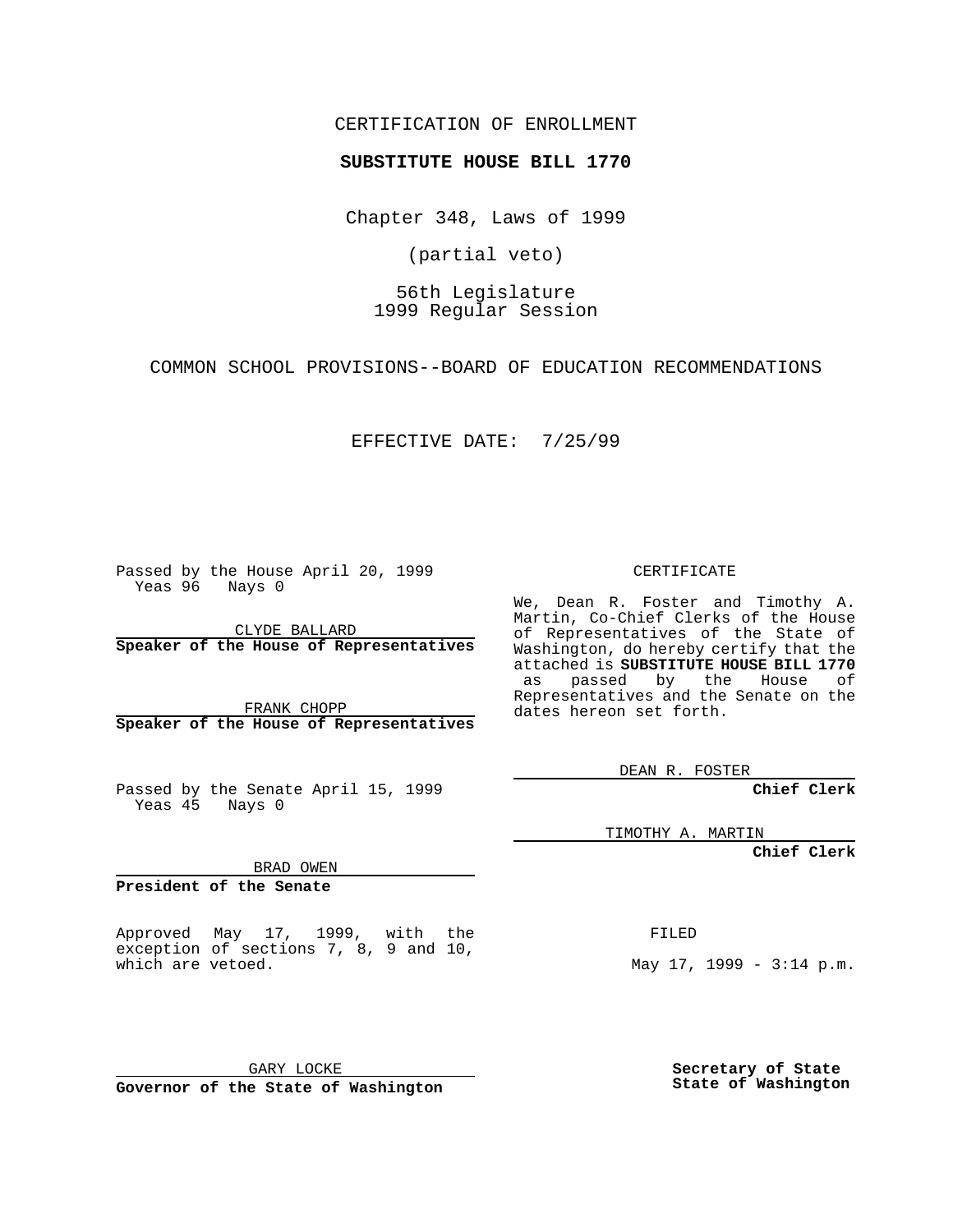CERTIFICATION OF ENROLLMENT

**SUBSTITUTE HOUSE BILL 1770**

Chapter 348, Laws of 1999

(partial veto)

56th Legislature
1999 Regular Session

COMMON SCHOOL PROVISIONS--BOARD OF EDUCATION RECOMMENDATIONS

EFFECTIVE DATE: 7/25/99

Passed by the House April 20, 1999
Yeas 96 Nays 0

CLYDE BALLARD
**Speaker of the House of Representatives**

FRANK CHOPP
**Speaker of the House of Representatives**

Passed by the Senate April 15, 1999
Yeas 45 Nays 0

BRAD OWEN
**President of the Senate**

Approved May 17, 1999, with the exception of sections 7, 8, 9 and 10, which are vetoed.

GARY LOCKE
**Governor of the State of Washington**

CERTIFICATE

We, Dean R. Foster and Timothy A. Martin, Co-Chief Clerks of the House of Representatives of the State of Washington, do hereby certify that the attached is **SUBSTITUTE HOUSE BILL 1770** as passed by the House of Representatives and the Senate on the dates hereon set forth.

DEAN R. FOSTER
**Chief Clerk**

TIMOTHY A. MARTIN
**Chief Clerk**

FILED

May 17, 1999 - 3:14 p.m.

**Secretary of State**
**State of Washington**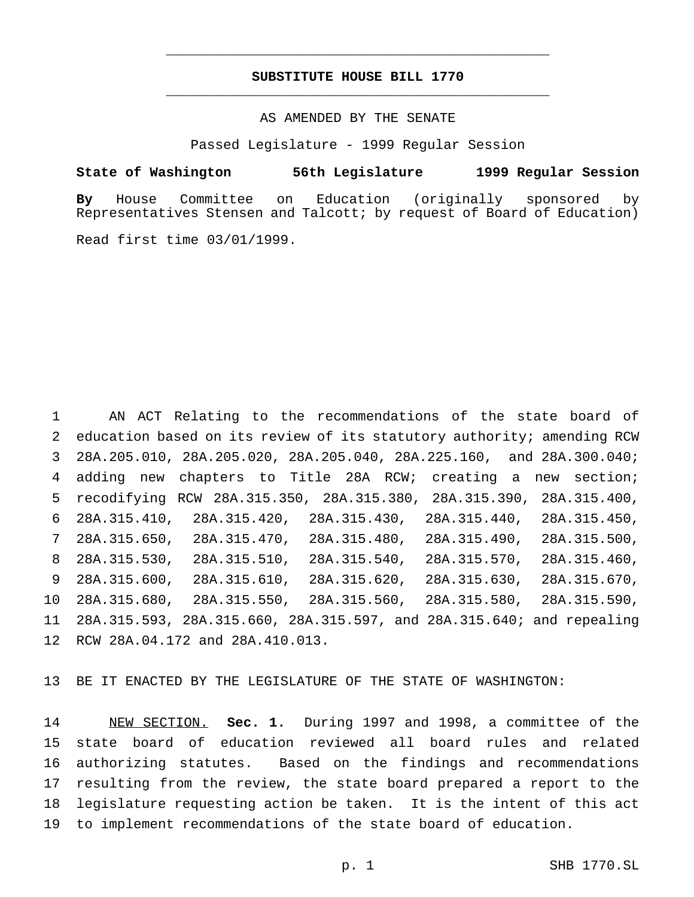# SUBSTITUTE HOUSE BILL 1770

AS AMENDED BY THE SENATE

Passed Legislature - 1999 Regular Session

**State of Washington 56th Legislature 1999 Regular Session**

**By** House Committee on Education (originally sponsored by Representatives Stensen and Talcott; by request of Board of Education)

Read first time 03/01/1999.

AN ACT Relating to the recommendations of the state board of education based on its review of its statutory authority; amending RCW 28A.205.010, 28A.205.020, 28A.205.040, 28A.225.160, and 28A.300.040; adding new chapters to Title 28A RCW; creating a new section; recodifying RCW 28A.315.350, 28A.315.380, 28A.315.390, 28A.315.400, 28A.315.410, 28A.315.420, 28A.315.430, 28A.315.440, 28A.315.450, 28A.315.650, 28A.315.470, 28A.315.480, 28A.315.490, 28A.315.500, 28A.315.530, 28A.315.510, 28A.315.540, 28A.315.570, 28A.315.460, 28A.315.600, 28A.315.610, 28A.315.620, 28A.315.630, 28A.315.670, 28A.315.680, 28A.315.550, 28A.315.560, 28A.315.580, 28A.315.590, 28A.315.593, 28A.315.660, 28A.315.597, and 28A.315.640; and repealing RCW 28A.04.172 and 28A.410.013.

BE IT ENACTED BY THE LEGISLATURE OF THE STATE OF WASHINGTON:

NEW SECTION. **Sec. 1.** During 1997 and 1998, a committee of the state board of education reviewed all board rules and related authorizing statutes. Based on the findings and recommendations resulting from the review, the state board prepared a report to the legislature requesting action be taken. It is the intent of this act to implement recommendations of the state board of education.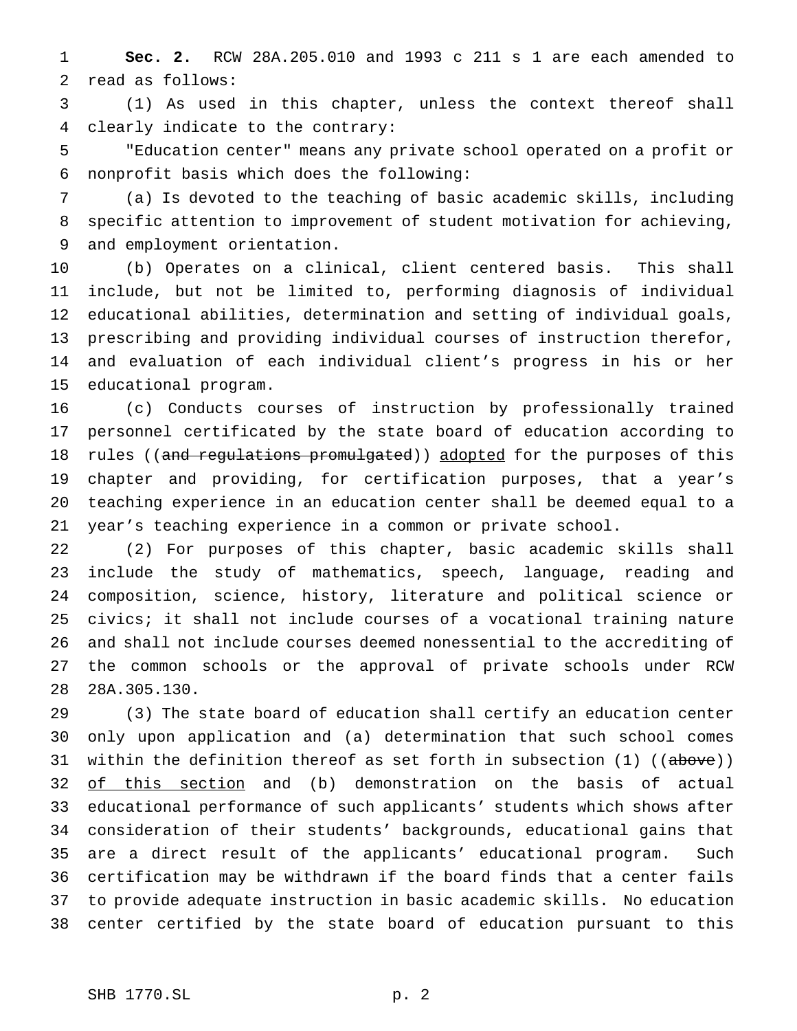**Sec. 2.** RCW 28A.205.010 and 1993 c 211 s 1 are each amended to read as follows:

(1) As used in this chapter, unless the context thereof shall clearly indicate to the contrary:

"Education center" means any private school operated on a profit or nonprofit basis which does the following:

(a) Is devoted to the teaching of basic academic skills, including specific attention to improvement of student motivation for achieving, and employment orientation.

(b) Operates on a clinical, client centered basis. This shall include, but not be limited to, performing diagnosis of individual educational abilities, determination and setting of individual goals, prescribing and providing individual courses of instruction therefor, and evaluation of each individual client's progress in his or her educational program.

(c) Conducts courses of instruction by professionally trained personnel certificated by the state board of education according to rules ((~~and regulations promulgated~~)) <u>adopted</u> for the purposes of this chapter and providing, for certification purposes, that a year's teaching experience in an education center shall be deemed equal to a year's teaching experience in a common or private school.

(2) For purposes of this chapter, basic academic skills shall include the study of mathematics, speech, language, reading and composition, science, history, literature and political science or civics; it shall not include courses of a vocational training nature and shall not include courses deemed nonessential to the accrediting of the common schools or the approval of private schools under RCW 28A.305.130.

(3) The state board of education shall certify an education center only upon application and (a) determination that such school comes within the definition thereof as set forth in subsection (1) ((~~above~~)) <u>of this section</u> and (b) demonstration on the basis of actual educational performance of such applicants' students which shows after consideration of their students' backgrounds, educational gains that are a direct result of the applicants' educational program. Such certification may be withdrawn if the board finds that a center fails to provide adequate instruction in basic academic skills. No education center certified by the state board of education pursuant to this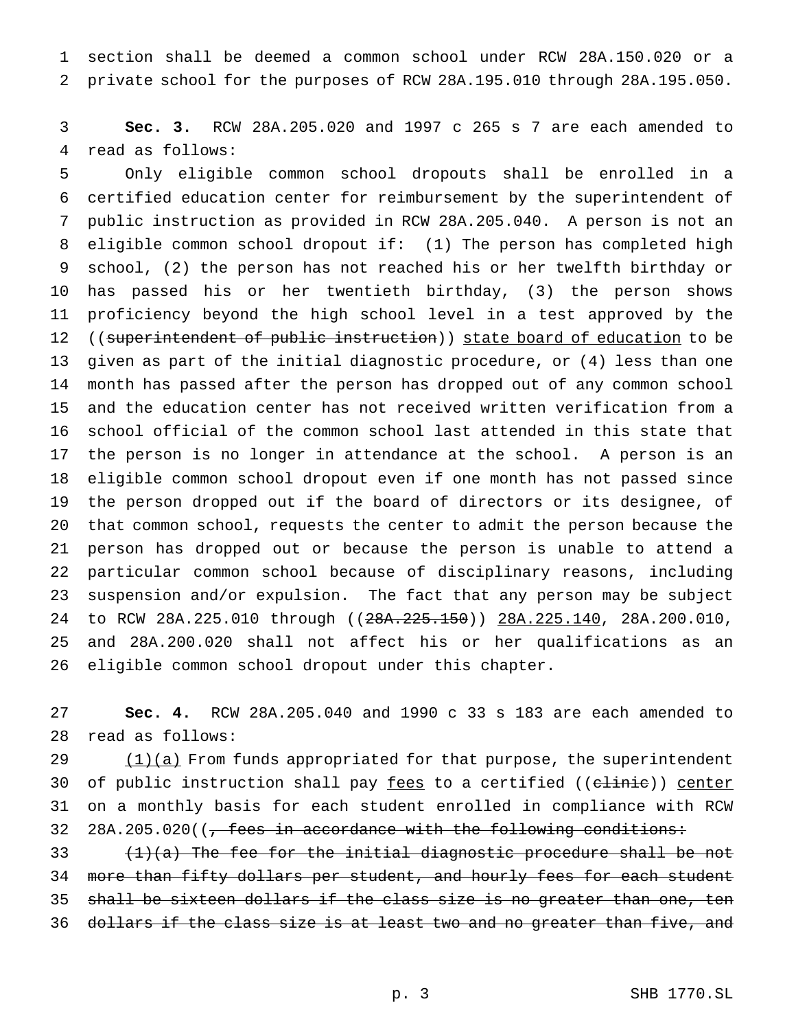section shall be deemed a common school under RCW 28A.150.020 or a private school for the purposes of RCW 28A.195.010 through 28A.195.050.

**Sec. 3.** RCW 28A.205.020 and 1997 c 265 s 7 are each amended to read as follows:

Only eligible common school dropouts shall be enrolled in a certified education center for reimbursement by the superintendent of public instruction as provided in RCW 28A.205.040. A person is not an eligible common school dropout if: (1) The person has completed high school, (2) the person has not reached his or her twelfth birthday or has passed his or her twentieth birthday, (3) the person shows proficiency beyond the high school level in a test approved by the ((~~superintendent of public instruction~~)) <u>state board of education</u> to be given as part of the initial diagnostic procedure, or (4) less than one month has passed after the person has dropped out of any common school and the education center has not received written verification from a school official of the common school last attended in this state that the person is no longer in attendance at the school. A person is an eligible common school dropout even if one month has not passed since the person dropped out if the board of directors or its designee, of that common school, requests the center to admit the person because the person has dropped out or because the person is unable to attend a particular common school because of disciplinary reasons, including suspension and/or expulsion. The fact that any person may be subject to RCW 28A.225.010 through ((~~28A.225.150~~)) <u>28A.225.140</u>, 28A.200.010, and 28A.200.020 shall not affect his or her qualifications as an eligible common school dropout under this chapter.

**Sec. 4.** RCW 28A.205.040 and 1990 c 33 s 183 are each amended to read as follows:

<u>(1)(a)</u> From funds appropriated for that purpose, the superintendent of public instruction shall pay <u>fees</u> to a certified ((~~clinic~~)) <u>center</u> on a monthly basis for each student enrolled in compliance with RCW 28A.205.020((~~, fees in accordance with the following conditions:~~

~~(1)(a) The fee for the initial diagnostic procedure shall be not more than fifty dollars per student, and hourly fees for each student shall be sixteen dollars if the class size is no greater than one, ten dollars if the class size is at least two and no greater than five, and~~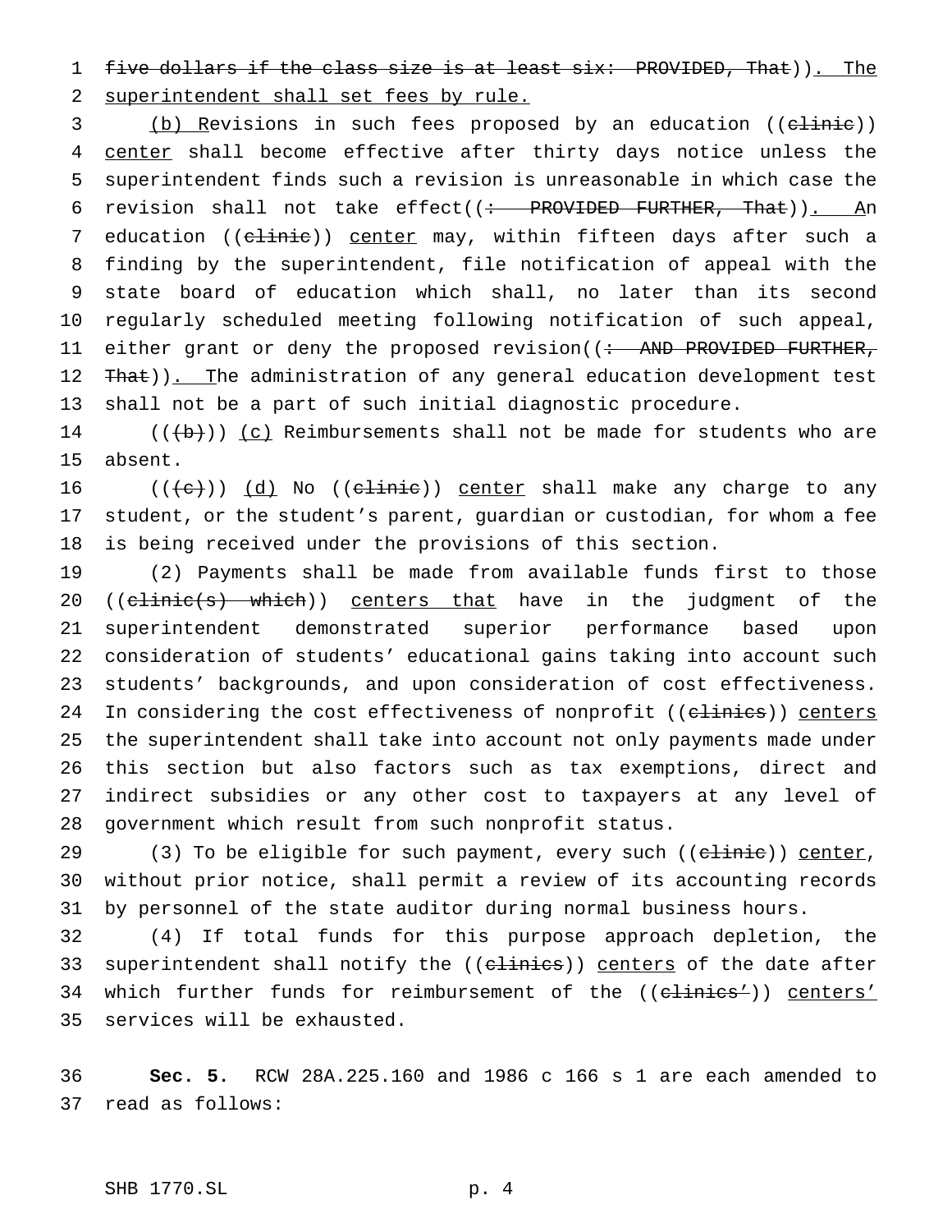five dollars if the class size is at least six: PROVIDED, That)). The superintendent shall set fees by rule.

(b) Revisions in such fees proposed by an education ((clinic)) center shall become effective after thirty days notice unless the superintendent finds such a revision is unreasonable in which case the revision shall not take effect((: PROVIDED FURTHER, That)). An education ((clinic)) center may, within fifteen days after such a finding by the superintendent, file notification of appeal with the state board of education which shall, no later than its second regularly scheduled meeting following notification of such appeal, either grant or deny the proposed revision((: AND PROVIDED FURTHER, That)). The administration of any general education development test shall not be a part of such initial diagnostic procedure.

(((b))) (c) Reimbursements shall not be made for students who are absent.

(((c))) (d) No ((clinic)) center shall make any charge to any student, or the student's parent, guardian or custodian, for whom a fee is being received under the provisions of this section.

(2) Payments shall be made from available funds first to those ((clinic(s) which)) centers that have in the judgment of the superintendent demonstrated superior performance based upon consideration of students' educational gains taking into account such students' backgrounds, and upon consideration of cost effectiveness. In considering the cost effectiveness of nonprofit ((clinics)) centers the superintendent shall take into account not only payments made under this section but also factors such as tax exemptions, direct and indirect subsidies or any other cost to taxpayers at any level of government which result from such nonprofit status.

(3) To be eligible for such payment, every such ((clinic)) center, without prior notice, shall permit a review of its accounting records by personnel of the state auditor during normal business hours.

(4) If total funds for this purpose approach depletion, the superintendent shall notify the ((clinics)) centers of the date after which further funds for reimbursement of the ((clinics')) centers' services will be exhausted.

**Sec. 5.** RCW 28A.225.160 and 1986 c 166 s 1 are each amended to read as follows: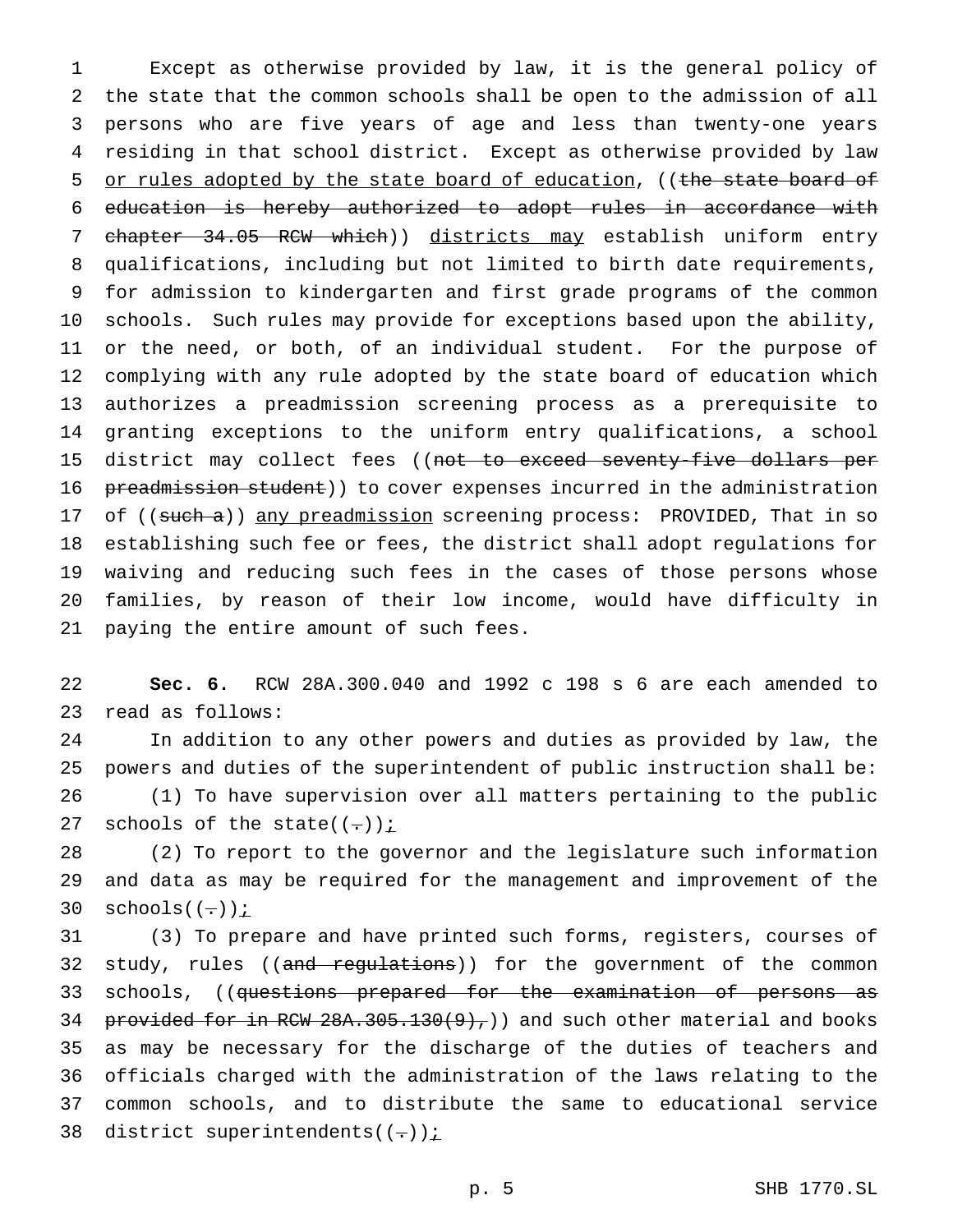Except as otherwise provided by law, it is the general policy of the state that the common schools shall be open to the admission of all persons who are five years of age and less than twenty-one years residing in that school district. Except as otherwise provided by law <u>or rules adopted by the state board of education</u>, ((~~the state board of education is hereby authorized to adopt rules in accordance with chapter 34.05 RCW which~~)) <u>districts may</u> establish uniform entry qualifications, including but not limited to birth date requirements, for admission to kindergarten and first grade programs of the common schools. Such rules may provide for exceptions based upon the ability, or the need, or both, of an individual student. For the purpose of complying with any rule adopted by the state board of education which authorizes a preadmission screening process as a prerequisite to granting exceptions to the uniform entry qualifications, a school district may collect fees ((~~not to exceed seventy-five dollars per preadmission student~~)) to cover expenses incurred in the administration of ((~~such a~~)) <u>any preadmission</u> screening process: PROVIDED, That in so establishing such fee or fees, the district shall adopt regulations for waiving and reducing such fees in the cases of those persons whose families, by reason of their low income, would have difficulty in paying the entire amount of such fees.

**Sec. 6.** RCW 28A.300.040 and 1992 c 198 s 6 are each amended to read as follows:

In addition to any other powers and duties as provided by law, the powers and duties of the superintendent of public instruction shall be:

(1) To have supervision over all matters pertaining to the public schools of the state((~~.~~))<u>;</u>

(2) To report to the governor and the legislature such information and data as may be required for the management and improvement of the schools((~~.~~))<u>;</u>

(3) To prepare and have printed such forms, registers, courses of study, rules ((~~and regulations~~)) for the government of the common schools, ((~~questions prepared for the examination of persons as provided for in RCW 28A.305.130(9),~~)) and such other material and books as may be necessary for the discharge of the duties of teachers and officials charged with the administration of the laws relating to the common schools, and to distribute the same to educational service district superintendents((~~.~~))<u>;</u>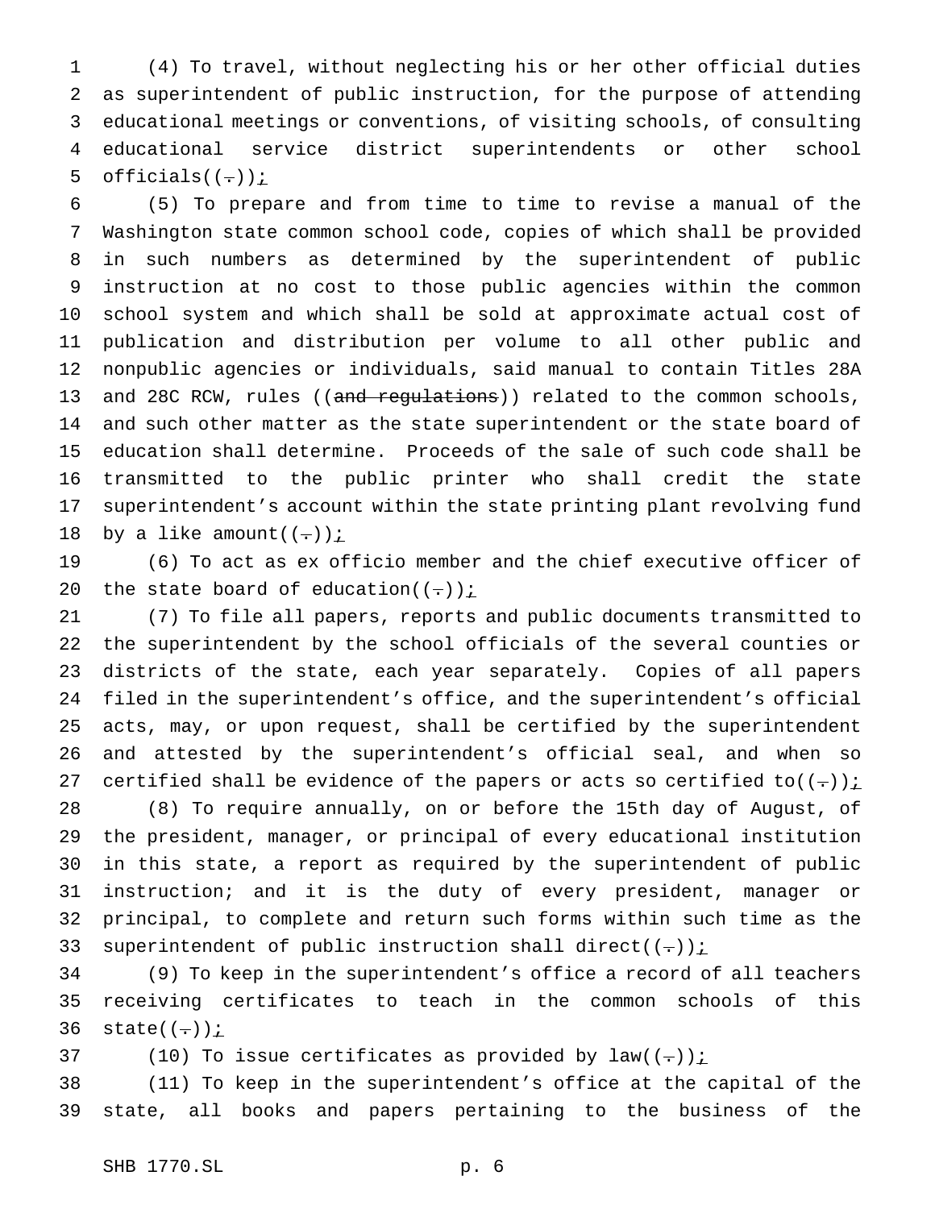(4) To travel, without neglecting his or her other official duties as superintendent of public instruction, for the purpose of attending educational meetings or conventions, of visiting schools, of consulting educational service district superintendents or other school officials((.));

(5) To prepare and from time to time to revise a manual of the Washington state common school code, copies of which shall be provided in such numbers as determined by the superintendent of public instruction at no cost to those public agencies within the common school system and which shall be sold at approximate actual cost of publication and distribution per volume to all other public and nonpublic agencies or individuals, said manual to contain Titles 28A and 28C RCW, rules ((~~and regulations~~)) related to the common schools, and such other matter as the state superintendent or the state board of education shall determine. Proceeds of the sale of such code shall be transmitted to the public printer who shall credit the state superintendent's account within the state printing plant revolving fund by a like amount((.));

(6) To act as ex officio member and the chief executive officer of the state board of education((.));

(7) To file all papers, reports and public documents transmitted to the superintendent by the school officials of the several counties or districts of the state, each year separately. Copies of all papers filed in the superintendent's office, and the superintendent's official acts, may, or upon request, shall be certified by the superintendent and attested by the superintendent's official seal, and when so certified shall be evidence of the papers or acts so certified to((.));

(8) To require annually, on or before the 15th day of August, of the president, manager, or principal of every educational institution in this state, a report as required by the superintendent of public instruction; and it is the duty of every president, manager or principal, to complete and return such forms within such time as the superintendent of public instruction shall direct((.));

(9) To keep in the superintendent's office a record of all teachers receiving certificates to teach in the common schools of this state((.));

(10) To issue certificates as provided by law((.));

(11) To keep in the superintendent's office at the capital of the state, all books and papers pertaining to the business of the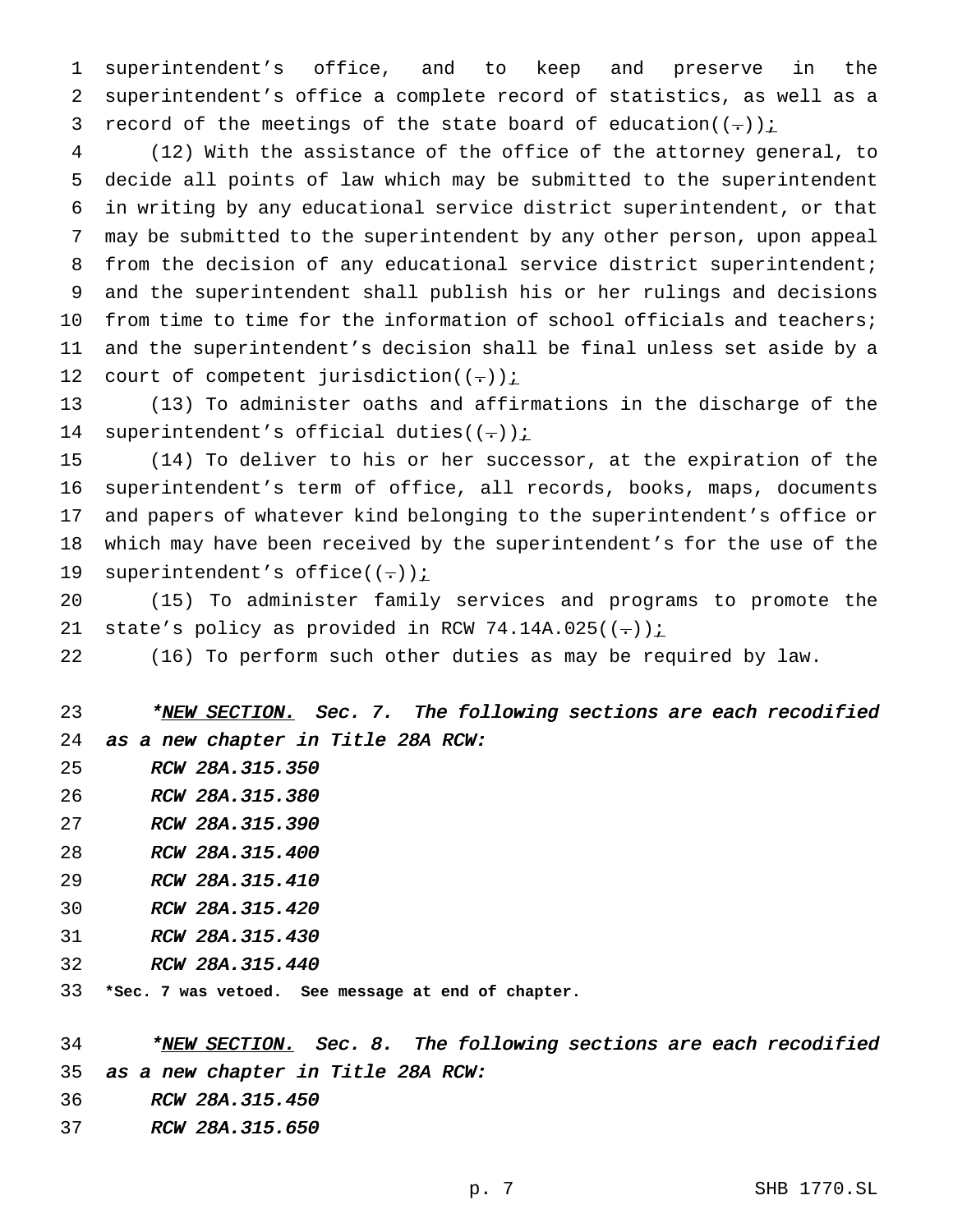superintendent's office, and to keep and preserve in the superintendent's office a complete record of statistics, as well as a record of the meetings of the state board of education((.));

(12) With the assistance of the office of the attorney general, to decide all points of law which may be submitted to the superintendent in writing by any educational service district superintendent, or that may be submitted to the superintendent by any other person, upon appeal from the decision of any educational service district superintendent; and the superintendent shall publish his or her rulings and decisions from time to time for the information of school officials and teachers; and the superintendent's decision shall be final unless set aside by a court of competent jurisdiction((.));

(13) To administer oaths and affirmations in the discharge of the superintendent's official duties((.));

(14) To deliver to his or her successor, at the expiration of the superintendent's term of office, all records, books, maps, documents and papers of whatever kind belonging to the superintendent's office or which may have been received by the superintendent's for the use of the superintendent's office((.));

(15) To administer family services and programs to promote the state's policy as provided in RCW 74.14A.025((.));

(16) To perform such other duties as may be required by law.

*\*NEW SECTION. Sec. 7. The following sections are each recodified as a new chapter in Title 28A RCW:*

*RCW 28A.315.350*
*RCW 28A.315.380*
*RCW 28A.315.390*
*RCW 28A.315.400*
*RCW 28A.315.410*
*RCW 28A.315.420*
*RCW 28A.315.430*
*RCW 28A.315.440*

**\*Sec. 7 was vetoed. See message at end of chapter.**

*\*NEW SECTION. Sec. 8. The following sections are each recodified as a new chapter in Title 28A RCW:*

*RCW 28A.315.450*
*RCW 28A.315.650*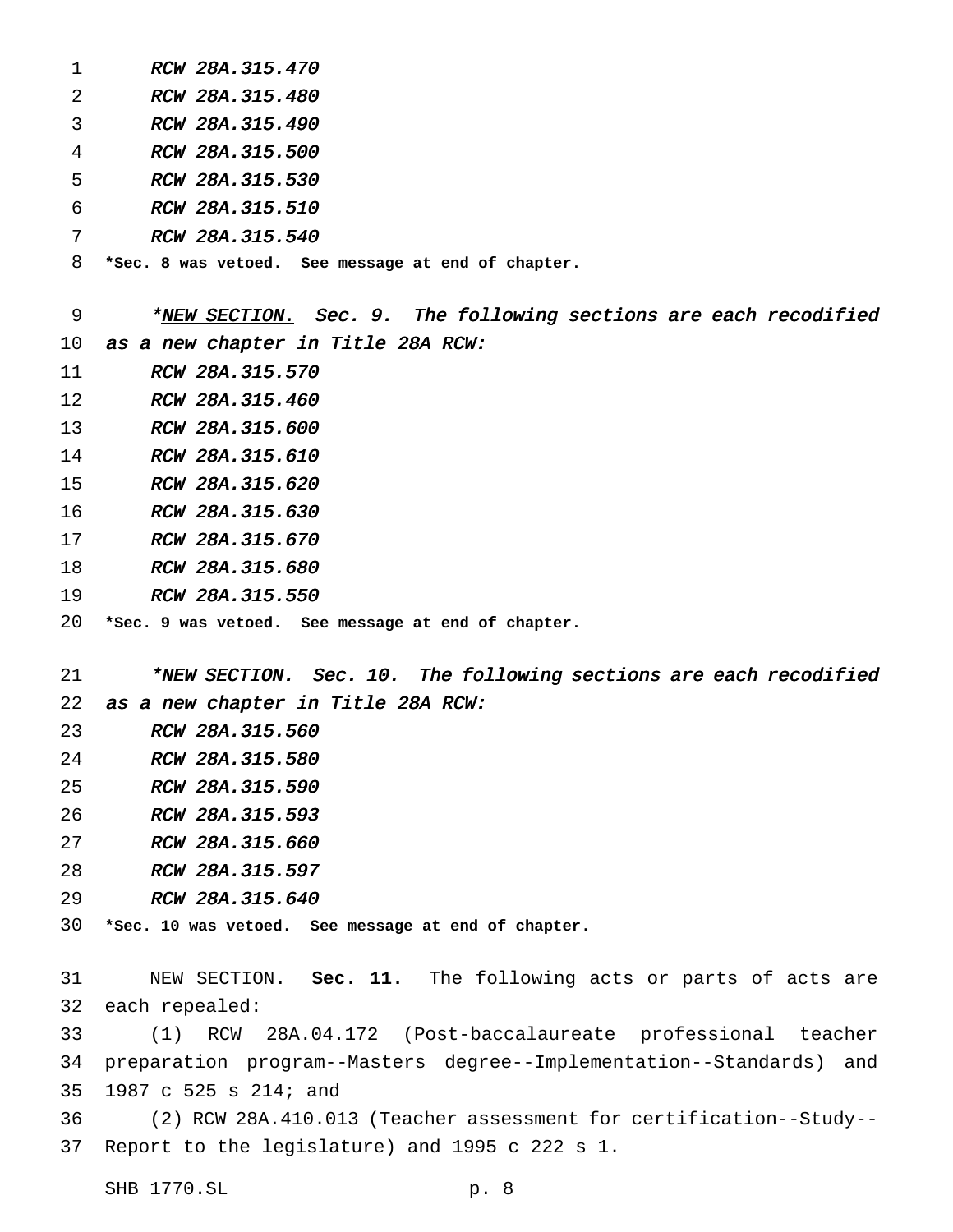*RCW 28A.315.470*
*RCW 28A.315.480*
*RCW 28A.315.490*
*RCW 28A.315.500*
*RCW 28A.315.530*
*RCW 28A.315.510*
*RCW 28A.315.540*

**\*Sec. 8 was vetoed. See message at end of chapter.**

*\*NEW SECTION. Sec. 9. The following sections are each recodified as a new chapter in Title 28A RCW:*

*RCW 28A.315.570*
*RCW 28A.315.460*
*RCW 28A.315.600*
*RCW 28A.315.610*
*RCW 28A.315.620*
*RCW 28A.315.630*
*RCW 28A.315.670*
*RCW 28A.315.680*
*RCW 28A.315.550*

**\*Sec. 9 was vetoed. See message at end of chapter.**

*\*NEW SECTION. Sec. 10. The following sections are each recodified as a new chapter in Title 28A RCW:*

*RCW 28A.315.560*
*RCW 28A.315.580*
*RCW 28A.315.590*
*RCW 28A.315.593*
*RCW 28A.315.660*
*RCW 28A.315.597*
*RCW 28A.315.640*

**\*Sec. 10 was vetoed. See message at end of chapter.**

NEW SECTION. **Sec. 11.** The following acts or parts of acts are each repealed:

(1) RCW 28A.04.172 (Post-baccalaureate professional teacher preparation program--Masters degree--Implementation--Standards) and 1987 c 525 s 214; and

(2) RCW 28A.410.013 (Teacher assessment for certification--Study--Report to the legislature) and 1995 c 222 s 1.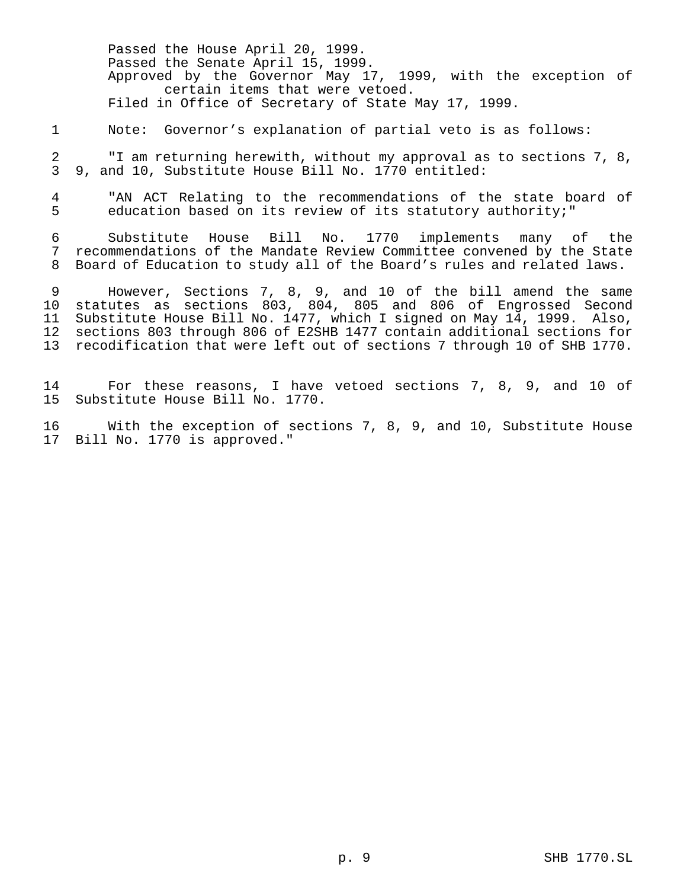Passed the House April 20, 1999.
Passed the Senate April 15, 1999.
Approved by the Governor May 17, 1999, with the exception of certain items that were vetoed.
Filed in Office of Secretary of State May 17, 1999.

Note: Governor's explanation of partial veto is as follows:

"I am returning herewith, without my approval as to sections 7, 8, 9, and 10, Substitute House Bill No. 1770 entitled:

"AN ACT Relating to the recommendations of the state board of education based on its review of its statutory authority;"

Substitute House Bill No. 1770 implements many of the recommendations of the Mandate Review Committee convened by the State Board of Education to study all of the Board's rules and related laws.

However, Sections 7, 8, 9, and 10 of the bill amend the same statutes as sections 803, 804, 805 and 806 of Engrossed Second Substitute House Bill No. 1477, which I signed on May 14, 1999. Also, sections 803 through 806 of E2SHB 1477 contain additional sections for recodification that were left out of sections 7 through 10 of SHB 1770.

For these reasons, I have vetoed sections 7, 8, 9, and 10 of Substitute House Bill No. 1770.

With the exception of sections 7, 8, 9, and 10, Substitute House Bill No. 1770 is approved."